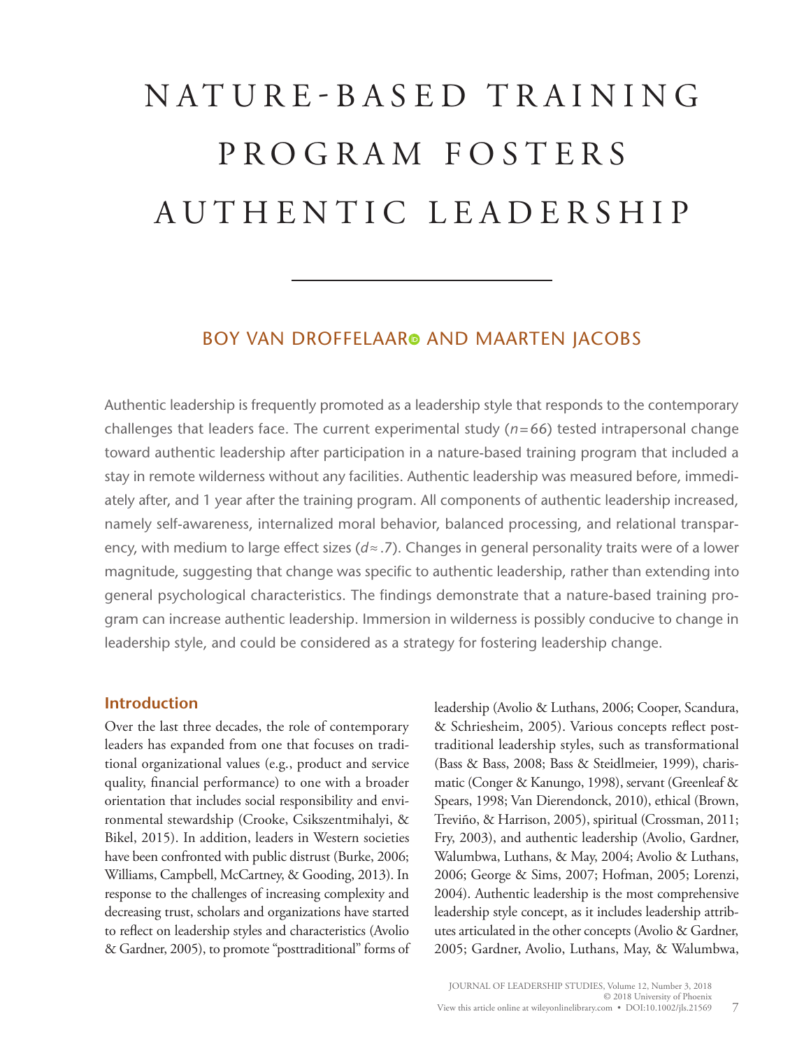# NATURE-BASED TRAINING PROGRAM FOSTERS AUTHENTIC LEADERSHIP

BOY VAN DROFFELAAR AND MAARTEN JACOBS

Authentic leadership is frequently promoted as a leadership style that responds to the contemporary challenges that leaders face. The current experimental study ($n = 66$) tested intrapersonal change toward authentic leadership after participation in a nature-based training program that included a stay in remote wilderness without any facilities. Authentic leadership was measured before, immediately after, and 1 year after the training program. All components of authentic leadership increased, namely self-awareness, internalized moral behavior, balanced processing, and relational transparency, with medium to large effect sizes ($d \approx .7$). Changes in general personality traits were of a lower magnitude, suggesting that change was specific to authentic leadership, rather than extending into general psychological characteristics. The findings demonstrate that a nature-based training program can increase authentic leadership. Immersion in wilderness is possibly conducive to change in leadership style, and could be considered as a strategy for fostering leadership change.

## Introduction

Over the last three decades, the role of contemporary leaders has expanded from one that focuses on traditional organizational values (e.g., product and service quality, financial performance) to one with a broader orientation that includes social responsibility and environmental stewardship (Crooke, Csikszentmihalyi, & Bikel, 2015). In addition, leaders in Western societies have been confronted with public distrust (Burke, 2006; Williams, Campbell, McCartney, & Gooding, 2013). In response to the challenges of increasing complexity and decreasing trust, scholars and organizations have started to reflect on leadership styles and characteristics (Avolio & Gardner, 2005), to promote "posttraditional" forms of leadership (Avolio & Luthans, 2006; Cooper, Scandura, & Schriesheim, 2005). Various concepts reflect posttraditional leadership styles, such as transformational (Bass & Bass, 2008; Bass & Steidlmeier, 1999), charismatic (Conger & Kanungo, 1998), servant (Greenleaf & Spears, 1998; Van Dierendonck, 2010), ethical (Brown, Treviño, & Harrison, 2005), spiritual (Crossman, 2011; Fry, 2003), and authentic leadership (Avolio, Gardner, Walumbwa, Luthans, & May, 2004; Avolio & Luthans, 2006; George & Sims, 2007; Hofman, 2005; Lorenzi, 2004). Authentic leadership is the most comprehensive leadership style concept, as it includes leadership attributes articulated in the other concepts (Avolio & Gardner, 2005; Gardner, Avolio, Luthans, May, & Walumbwa,

JOURNAL OF LEADERSHIP STUDIES, Volume 12, Number 3, 2018
© 2018 University of Phoenix
View this article online at wileyonlinelibrary.com • DOI:10.1002/jls.21569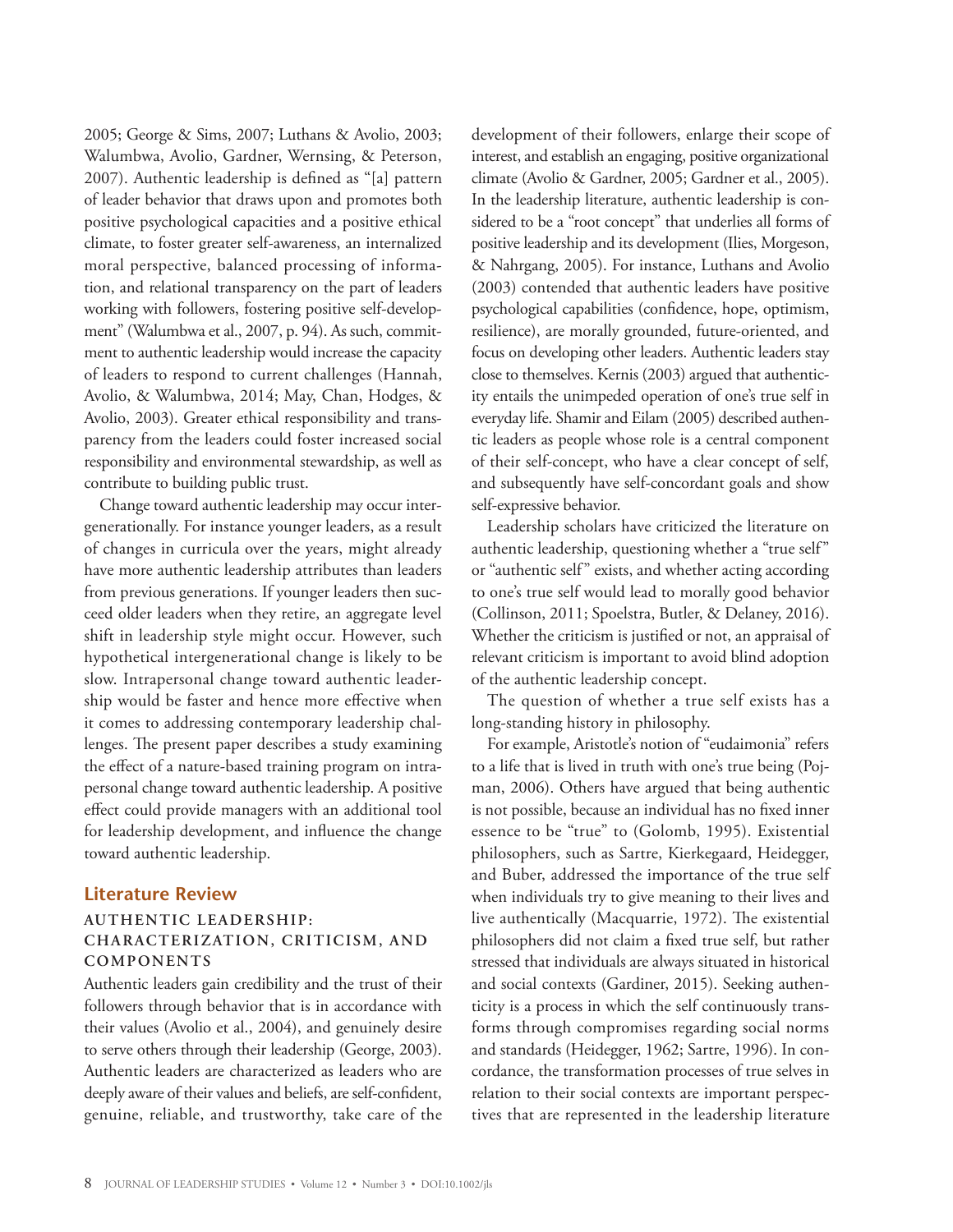2005; George & Sims, 2007; Luthans & Avolio, 2003; Walumbwa, Avolio, Gardner, Wernsing, & Peterson, 2007). Authentic leadership is defined as "[a] pattern of leader behavior that draws upon and promotes both positive psychological capacities and a positive ethical climate, to foster greater self-awareness, an internalized moral perspective, balanced processing of information, and relational transparency on the part of leaders working with followers, fostering positive self-development" (Walumbwa et al., 2007, p. 94). As such, commitment to authentic leadership would increase the capacity of leaders to respond to current challenges (Hannah, Avolio, & Walumbwa, 2014; May, Chan, Hodges, & Avolio, 2003). Greater ethical responsibility and transparency from the leaders could foster increased social responsibility and environmental stewardship, as well as contribute to building public trust.

Change toward authentic leadership may occur intergenerationally. For instance younger leaders, as a result of changes in curricula over the years, might already have more authentic leadership attributes than leaders from previous generations. If younger leaders then succeed older leaders when they retire, an aggregate level shift in leadership style might occur. However, such hypothetical intergenerational change is likely to be slow. Intrapersonal change toward authentic leadership would be faster and hence more effective when it comes to addressing contemporary leadership challenges. The present paper describes a study examining the effect of a nature-based training program on intrapersonal change toward authentic leadership. A positive effect could provide managers with an additional tool for leadership development, and influence the change toward authentic leadership.

## Literature Review

### AUTHENTIC LEADERSHIP: CHARACTERIZATION, CRITICISM, AND COMPONENTS

Authentic leaders gain credibility and the trust of their followers through behavior that is in accordance with their values (Avolio et al., 2004), and genuinely desire to serve others through their leadership (George, 2003). Authentic leaders are characterized as leaders who are deeply aware of their values and beliefs, are self-confident, genuine, reliable, and trustworthy, take care of the development of their followers, enlarge their scope of interest, and establish an engaging, positive organizational climate (Avolio & Gardner, 2005; Gardner et al., 2005). In the leadership literature, authentic leadership is considered to be a "root concept" that underlies all forms of positive leadership and its development (Ilies, Morgeson, & Nahrgang, 2005). For instance, Luthans and Avolio (2003) contended that authentic leaders have positive psychological capabilities (confidence, hope, optimism, resilience), are morally grounded, future-oriented, and focus on developing other leaders. Authentic leaders stay close to themselves. Kernis (2003) argued that authenticity entails the unimpeded operation of one's true self in everyday life. Shamir and Eilam (2005) described authentic leaders as people whose role is a central component of their self-concept, who have a clear concept of self, and subsequently have self-concordant goals and show self-expressive behavior.

Leadership scholars have criticized the literature on authentic leadership, questioning whether a "true self" or "authentic self" exists, and whether acting according to one's true self would lead to morally good behavior (Collinson, 2011; Spoelstra, Butler, & Delaney, 2016). Whether the criticism is justified or not, an appraisal of relevant criticism is important to avoid blind adoption of the authentic leadership concept.

The question of whether a true self exists has a long-standing history in philosophy.

For example, Aristotle's notion of "eudaimonia" refers to a life that is lived in truth with one's true being (Pojman, 2006). Others have argued that being authentic is not possible, because an individual has no fixed inner essence to be "true" to (Golomb, 1995). Existential philosophers, such as Sartre, Kierkegaard, Heidegger, and Buber, addressed the importance of the true self when individuals try to give meaning to their lives and live authentically (Macquarrie, 1972). The existential philosophers did not claim a fixed true self, but rather stressed that individuals are always situated in historical and social contexts (Gardiner, 2015). Seeking authenticity is a process in which the self continuously transforms through compromises regarding social norms and standards (Heidegger, 1962; Sartre, 1996). In concordance, the transformation processes of true selves in relation to their social contexts are important perspectives that are represented in the leadership literature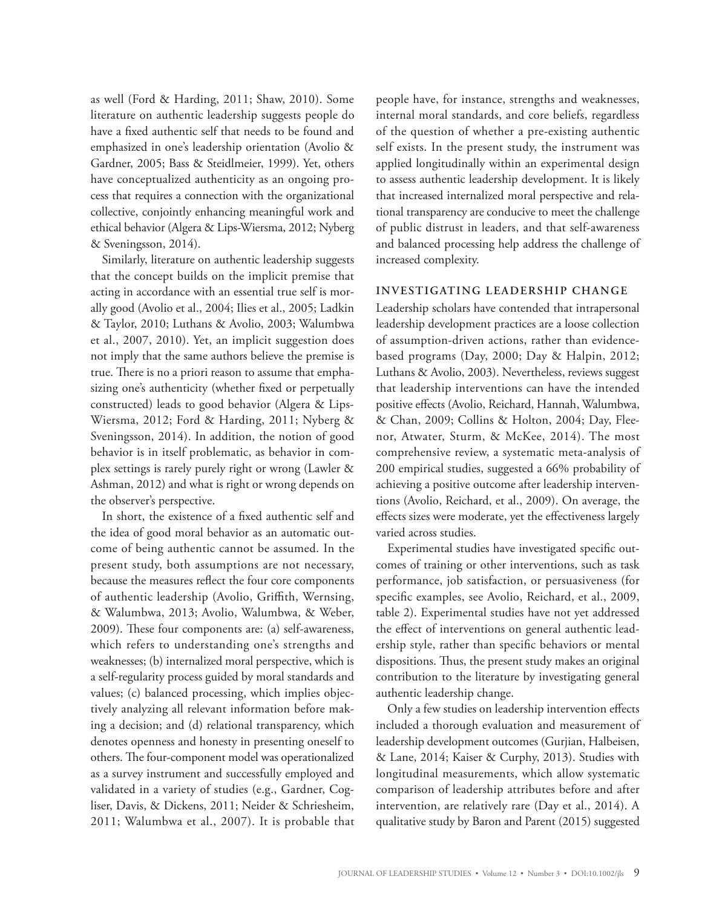as well (Ford & Harding, 2011; Shaw, 2010). Some literature on authentic leadership suggests people do have a fixed authentic self that needs to be found and emphasized in one's leadership orientation (Avolio & Gardner, 2005; Bass & Steidlmeier, 1999). Yet, others have conceptualized authenticity as an ongoing process that requires a connection with the organizational collective, conjointly enhancing meaningful work and ethical behavior (Algera & Lips-Wiersma, 2012; Nyberg & Sveningsson, 2014).

Similarly, literature on authentic leadership suggests that the concept builds on the implicit premise that acting in accordance with an essential true self is morally good (Avolio et al., 2004; Ilies et al., 2005; Ladkin & Taylor, 2010; Luthans & Avolio, 2003; Walumbwa et al., 2007, 2010). Yet, an implicit suggestion does not imply that the same authors believe the premise is true. There is no a priori reason to assume that emphasizing one's authenticity (whether fixed or perpetually constructed) leads to good behavior (Algera & Lips-Wiersma, 2012; Ford & Harding, 2011; Nyberg & Sveningsson, 2014). In addition, the notion of good behavior is in itself problematic, as behavior in complex settings is rarely purely right or wrong (Lawler & Ashman, 2012) and what is right or wrong depends on the observer's perspective.

In short, the existence of a fixed authentic self and the idea of good moral behavior as an automatic outcome of being authentic cannot be assumed. In the present study, both assumptions are not necessary, because the measures reflect the four core components of authentic leadership (Avolio, Griffith, Wernsing, & Walumbwa, 2013; Avolio, Walumbwa, & Weber, 2009). These four components are: (a) self-awareness, which refers to understanding one's strengths and weaknesses; (b) internalized moral perspective, which is a self-regularity process guided by moral standards and values; (c) balanced processing, which implies objectively analyzing all relevant information before making a decision; and (d) relational transparency, which denotes openness and honesty in presenting oneself to others. The four-component model was operationalized as a survey instrument and successfully employed and validated in a variety of studies (e.g., Gardner, Cogliser, Davis, & Dickens, 2011; Neider & Schriesheim, 2011; Walumbwa et al., 2007). It is probable that people have, for instance, strengths and weaknesses, internal moral standards, and core beliefs, regardless of the question of whether a pre-existing authentic self exists. In the present study, the instrument was applied longitudinally within an experimental design to assess authentic leadership development. It is likely that increased internalized moral perspective and relational transparency are conducive to meet the challenge of public distrust in leaders, and that self-awareness and balanced processing help address the challenge of increased complexity.

## INVESTIGATING LEADERSHIP CHANGE

Leadership scholars have contended that intrapersonal leadership development practices are a loose collection of assumption-driven actions, rather than evidence-based programs (Day, 2000; Day & Halpin, 2012; Luthans & Avolio, 2003). Nevertheless, reviews suggest that leadership interventions can have the intended positive effects (Avolio, Reichard, Hannah, Walumbwa, & Chan, 2009; Collins & Holton, 2004; Day, Fleenor, Atwater, Sturm, & McKee, 2014). The most comprehensive review, a systematic meta-analysis of 200 empirical studies, suggested a 66% probability of achieving a positive outcome after leadership interventions (Avolio, Reichard, et al., 2009). On average, the effects sizes were moderate, yet the effectiveness largely varied across studies.

Experimental studies have investigated specific outcomes of training or other interventions, such as task performance, job satisfaction, or persuasiveness (for specific examples, see Avolio, Reichard, et al., 2009, table 2). Experimental studies have not yet addressed the effect of interventions on general authentic leadership style, rather than specific behaviors or mental dispositions. Thus, the present study makes an original contribution to the literature by investigating general authentic leadership change.

Only a few studies on leadership intervention effects included a thorough evaluation and measurement of leadership development outcomes (Gurjian, Halbeisen, & Lane, 2014; Kaiser & Curphy, 2013). Studies with longitudinal measurements, which allow systematic comparison of leadership attributes before and after intervention, are relatively rare (Day et al., 2014). A qualitative study by Baron and Parent (2015) suggested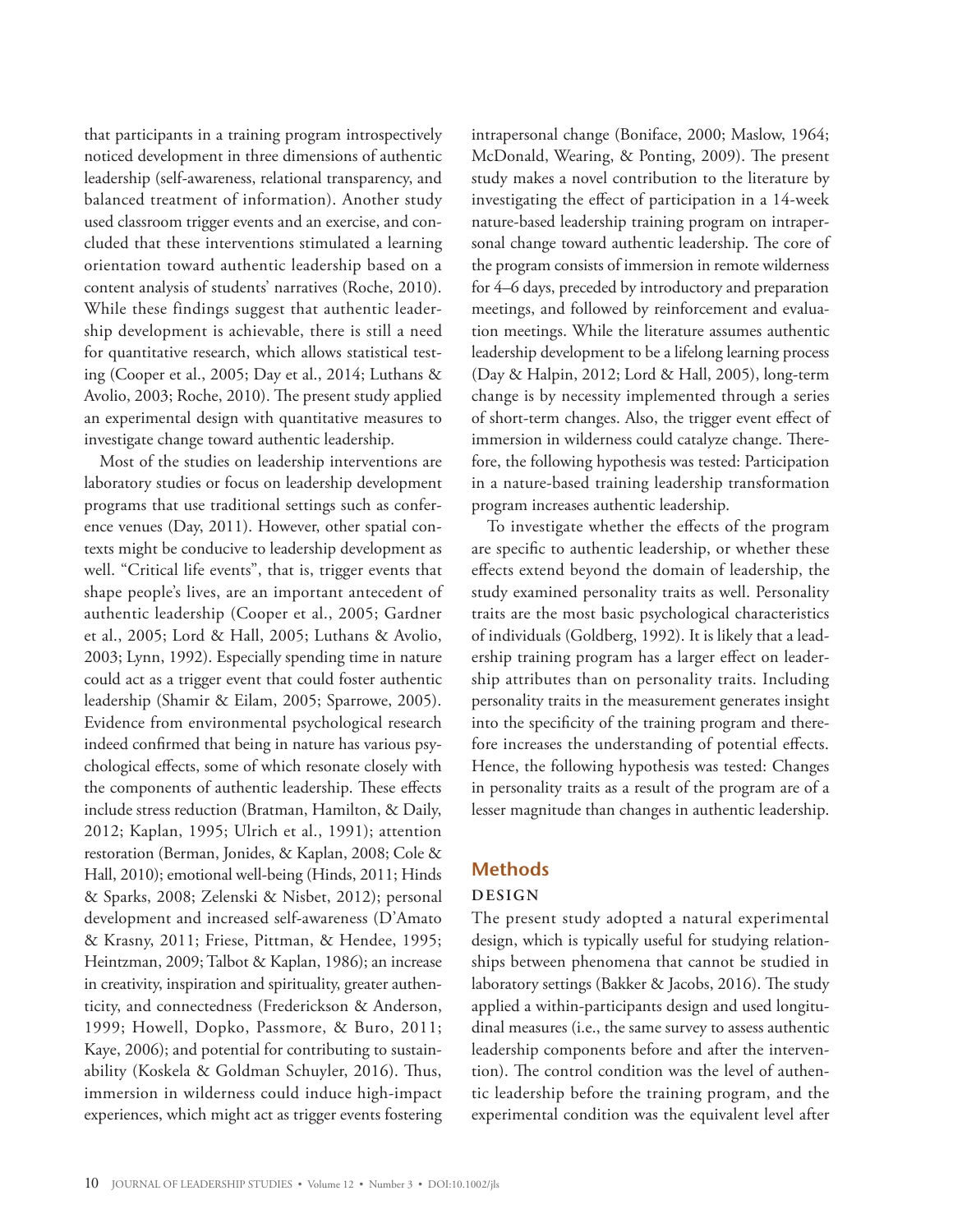that participants in a training program introspectively noticed development in three dimensions of authentic leadership (self-awareness, relational transparency, and balanced treatment of information). Another study used classroom trigger events and an exercise, and concluded that these interventions stimulated a learning orientation toward authentic leadership based on a content analysis of students' narratives (Roche, 2010). While these findings suggest that authentic leadership development is achievable, there is still a need for quantitative research, which allows statistical testing (Cooper et al., 2005; Day et al., 2014; Luthans & Avolio, 2003; Roche, 2010). The present study applied an experimental design with quantitative measures to investigate change toward authentic leadership.

Most of the studies on leadership interventions are laboratory studies or focus on leadership development programs that use traditional settings such as conference venues (Day, 2011). However, other spatial contexts might be conducive to leadership development as well. "Critical life events", that is, trigger events that shape people's lives, are an important antecedent of authentic leadership (Cooper et al., 2005; Gardner et al., 2005; Lord & Hall, 2005; Luthans & Avolio, 2003; Lynn, 1992). Especially spending time in nature could act as a trigger event that could foster authentic leadership (Shamir & Eilam, 2005; Sparrowe, 2005). Evidence from environmental psychological research indeed confirmed that being in nature has various psychological effects, some of which resonate closely with the components of authentic leadership. These effects include stress reduction (Bratman, Hamilton, & Daily, 2012; Kaplan, 1995; Ulrich et al., 1991); attention restoration (Berman, Jonides, & Kaplan, 2008; Cole & Hall, 2010); emotional well-being (Hinds, 2011; Hinds & Sparks, 2008; Zelenski & Nisbet, 2012); personal development and increased self-awareness (D'Amato & Krasny, 2011; Friese, Pittman, & Hendee, 1995; Heintzman, 2009; Talbot & Kaplan, 1986); an increase in creativity, inspiration and spirituality, greater authenticity, and connectedness (Frederickson & Anderson, 1999; Howell, Dopko, Passmore, & Buro, 2011; Kaye, 2006); and potential for contributing to sustainability (Koskela & Goldman Schuyler, 2016). Thus, immersion in wilderness could induce high-impact experiences, which might act as trigger events fostering intrapersonal change (Boniface, 2000; Maslow, 1964; McDonald, Wearing, & Ponting, 2009). The present study makes a novel contribution to the literature by investigating the effect of participation in a 14-week nature-based leadership training program on intrapersonal change toward authentic leadership. The core of the program consists of immersion in remote wilderness for 4–6 days, preceded by introductory and preparation meetings, and followed by reinforcement and evaluation meetings. While the literature assumes authentic leadership development to be a lifelong learning process (Day & Halpin, 2012; Lord & Hall, 2005), long-term change is by necessity implemented through a series of short-term changes. Also, the trigger event effect of immersion in wilderness could catalyze change. Therefore, the following hypothesis was tested: Participation in a nature-based training leadership transformation program increases authentic leadership.

To investigate whether the effects of the program are specific to authentic leadership, or whether these effects extend beyond the domain of leadership, the study examined personality traits as well. Personality traits are the most basic psychological characteristics of individuals (Goldberg, 1992). It is likely that a leadership training program has a larger effect on leadership attributes than on personality traits. Including personality traits in the measurement generates insight into the specificity of the training program and therefore increases the understanding of potential effects. Hence, the following hypothesis was tested: Changes in personality traits as a result of the program are of a lesser magnitude than changes in authentic leadership.

## Methods

### DESIGN

The present study adopted a natural experimental design, which is typically useful for studying relationships between phenomena that cannot be studied in laboratory settings (Bakker & Jacobs, 2016). The study applied a within-participants design and used longitudinal measures (i.e., the same survey to assess authentic leadership components before and after the intervention). The control condition was the level of authentic leadership before the training program, and the experimental condition was the equivalent level after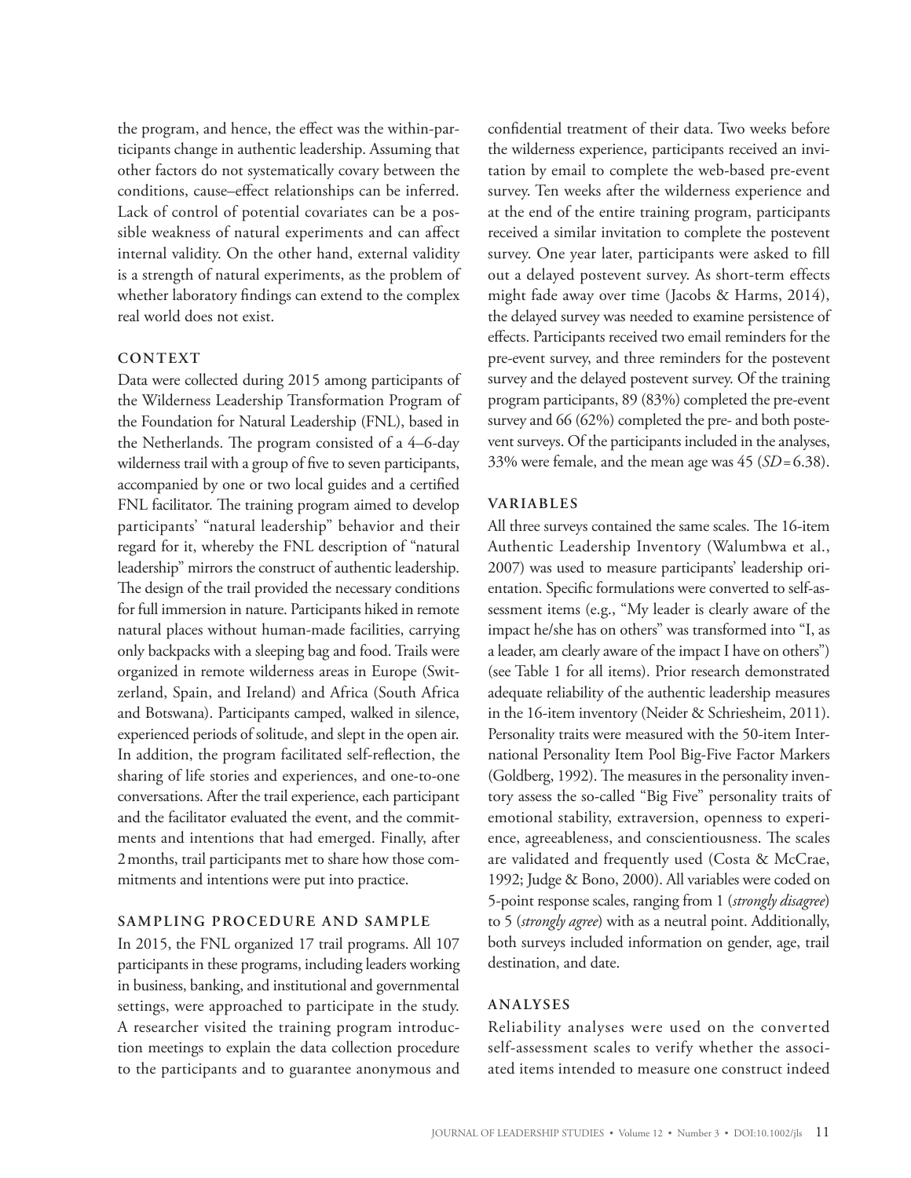the program, and hence, the effect was the within-participants change in authentic leadership. Assuming that other factors do not systematically covary between the conditions, cause–effect relationships can be inferred. Lack of control of potential covariates can be a possible weakness of natural experiments and can affect internal validity. On the other hand, external validity is a strength of natural experiments, as the problem of whether laboratory findings can extend to the complex real world does not exist.

## CONTEXT

Data were collected during 2015 among participants of the Wilderness Leadership Transformation Program of the Foundation for Natural Leadership (FNL), based in the Netherlands. The program consisted of a 4–6-day wilderness trail with a group of five to seven participants, accompanied by one or two local guides and a certified FNL facilitator. The training program aimed to develop participants' "natural leadership" behavior and their regard for it, whereby the FNL description of "natural leadership" mirrors the construct of authentic leadership. The design of the trail provided the necessary conditions for full immersion in nature. Participants hiked in remote natural places without human-made facilities, carrying only backpacks with a sleeping bag and food. Trails were organized in remote wilderness areas in Europe (Switzerland, Spain, and Ireland) and Africa (South Africa and Botswana). Participants camped, walked in silence, experienced periods of solitude, and slept in the open air. In addition, the program facilitated self-reflection, the sharing of life stories and experiences, and one-to-one conversations. After the trail experience, each participant and the facilitator evaluated the event, and the commitments and intentions that had emerged. Finally, after 2 months, trail participants met to share how those commitments and intentions were put into practice.

## SAMPLING PROCEDURE AND SAMPLE

In 2015, the FNL organized 17 trail programs. All 107 participants in these programs, including leaders working in business, banking, and institutional and governmental settings, were approached to participate in the study. A researcher visited the training program introduction meetings to explain the data collection procedure to the participants and to guarantee anonymous and confidential treatment of their data. Two weeks before the wilderness experience, participants received an invitation by email to complete the web-based pre-event survey. Ten weeks after the wilderness experience and at the end of the entire training program, participants received a similar invitation to complete the postevent survey. One year later, participants were asked to fill out a delayed postevent survey. As short-term effects might fade away over time (Jacobs & Harms, 2014), the delayed survey was needed to examine persistence of effects. Participants received two email reminders for the pre-event survey, and three reminders for the postevent survey and the delayed postevent survey. Of the training program participants, 89 (83%) completed the pre-event survey and 66 (62%) completed the pre- and both postevent surveys. Of the participants included in the analyses, 33% were female, and the mean age was 45 (*SD* = 6.38).

## VARIABLES

All three surveys contained the same scales. The 16-item Authentic Leadership Inventory (Walumbwa et al., 2007) was used to measure participants' leadership orientation. Specific formulations were converted to self-assessment items (e.g., "My leader is clearly aware of the impact he/she has on others" was transformed into "I, as a leader, am clearly aware of the impact I have on others") (see Table 1 for all items). Prior research demonstrated adequate reliability of the authentic leadership measures in the 16-item inventory (Neider & Schriesheim, 2011). Personality traits were measured with the 50-item International Personality Item Pool Big-Five Factor Markers (Goldberg, 1992). The measures in the personality inventory assess the so-called "Big Five" personality traits of emotional stability, extraversion, openness to experience, agreeableness, and conscientiousness. The scales are validated and frequently used (Costa & McCrae, 1992; Judge & Bono, 2000). All variables were coded on 5-point response scales, ranging from 1 (*strongly disagree*) to 5 (*strongly agree*) with as a neutral point. Additionally, both surveys included information on gender, age, trail destination, and date.

## ANALYSES

Reliability analyses were used on the converted self-assessment scales to verify whether the associated items intended to measure one construct indeed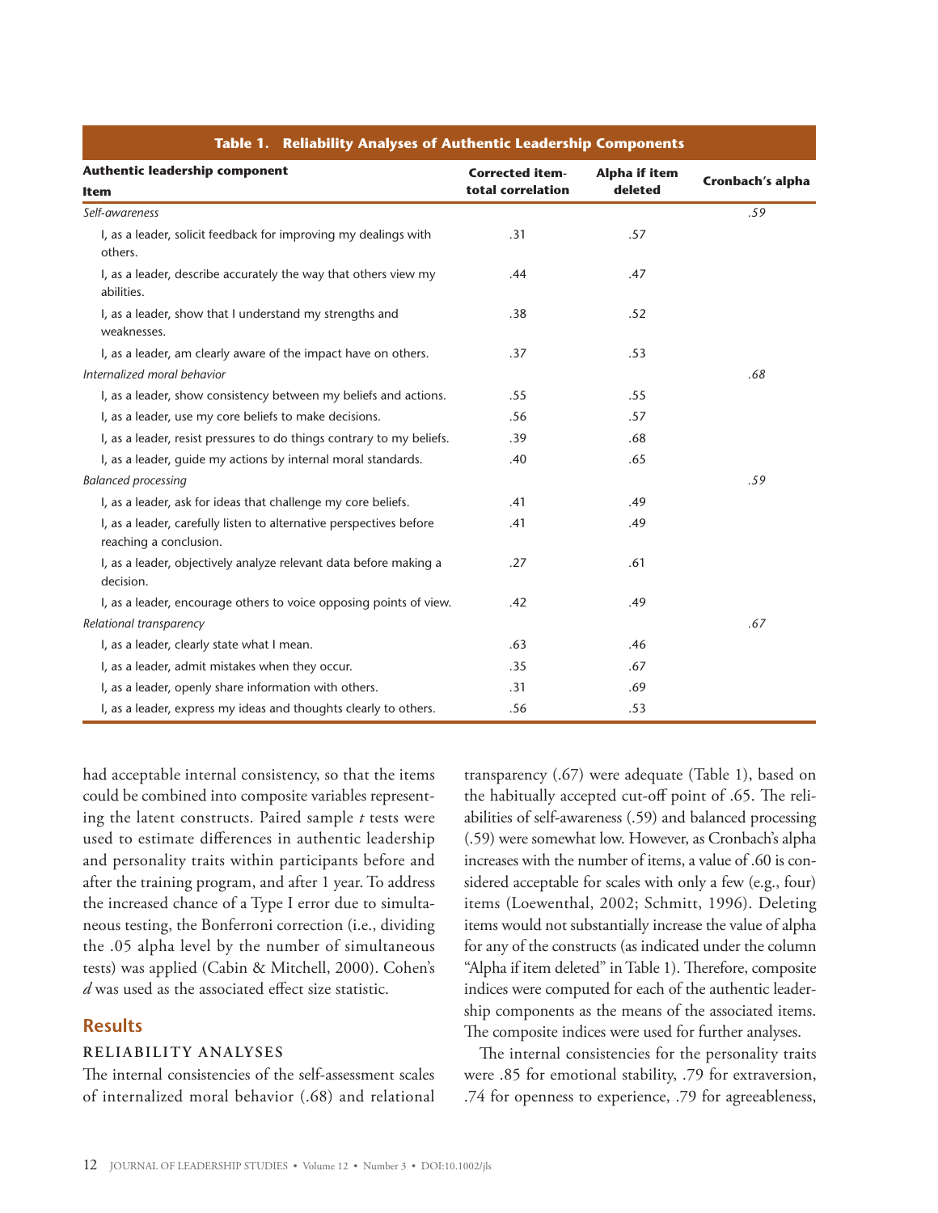**Table 1. Reliability Analyses of Authentic Leadership Components**

| Authentic leadership component / Item | Corrected item-total correlation | Alpha if item deleted | Cronbach's alpha |
|---|---|---|---|
| *Self-awareness* | | | *.59* |
| I, as a leader, solicit feedback for improving my dealings with others. | .31 | .57 | |
| I, as a leader, describe accurately the way that others view my abilities. | .44 | .47 | |
| I, as a leader, show that I understand my strengths and weaknesses. | .38 | .52 | |
| I, as a leader, am clearly aware of the impact have on others. | .37 | .53 | |
| *Internalized moral behavior* | | | *.68* |
| I, as a leader, show consistency between my beliefs and actions. | .55 | .55 | |
| I, as a leader, use my core beliefs to make decisions. | .56 | .57 | |
| I, as a leader, resist pressures to do things contrary to my beliefs. | .39 | .68 | |
| I, as a leader, guide my actions by internal moral standards. | .40 | .65 | |
| *Balanced processing* | | | *.59* |
| I, as a leader, ask for ideas that challenge my core beliefs. | .41 | .49 | |
| I, as a leader, carefully listen to alternative perspectives before reaching a conclusion. | .41 | .49 | |
| I, as a leader, objectively analyze relevant data before making a decision. | .27 | .61 | |
| I, as a leader, encourage others to voice opposing points of view. | .42 | .49 | |
| *Relational transparency* | | | *.67* |
| I, as a leader, clearly state what I mean. | .63 | .46 | |
| I, as a leader, admit mistakes when they occur. | .35 | .67 | |
| I, as a leader, openly share information with others. | .31 | .69 | |
| I, as a leader, express my ideas and thoughts clearly to others. | .56 | .53 | |

had acceptable internal consistency, so that the items could be combined into composite variables representing the latent constructs. Paired sample *t* tests were used to estimate differences in authentic leadership and personality traits within participants before and after the training program, and after 1 year. To address the increased chance of a Type I error due to simultaneous testing, the Bonferroni correction (i.e., dividing the .05 alpha level by the number of simultaneous tests) was applied (Cabin & Mitchell, 2000). Cohen's *d* was used as the associated effect size statistic.

## Results

### RELIABILITY ANALYSES

The internal consistencies of the self-assessment scales of internalized moral behavior (.68) and relational transparency (.67) were adequate (Table 1), based on the habitually accepted cut-off point of .65. The reliabilities of self-awareness (.59) and balanced processing (.59) were somewhat low. However, as Cronbach's alpha increases with the number of items, a value of .60 is considered acceptable for scales with only a few (e.g., four) items (Loewenthal, 2002; Schmitt, 1996). Deleting items would not substantially increase the value of alpha for any of the constructs (as indicated under the column "Alpha if item deleted" in Table 1). Therefore, composite indices were computed for each of the authentic leadership components as the means of the associated items. The composite indices were used for further analyses.

The internal consistencies for the personality traits were .85 for emotional stability, .79 for extraversion, .74 for openness to experience, .79 for agreeableness,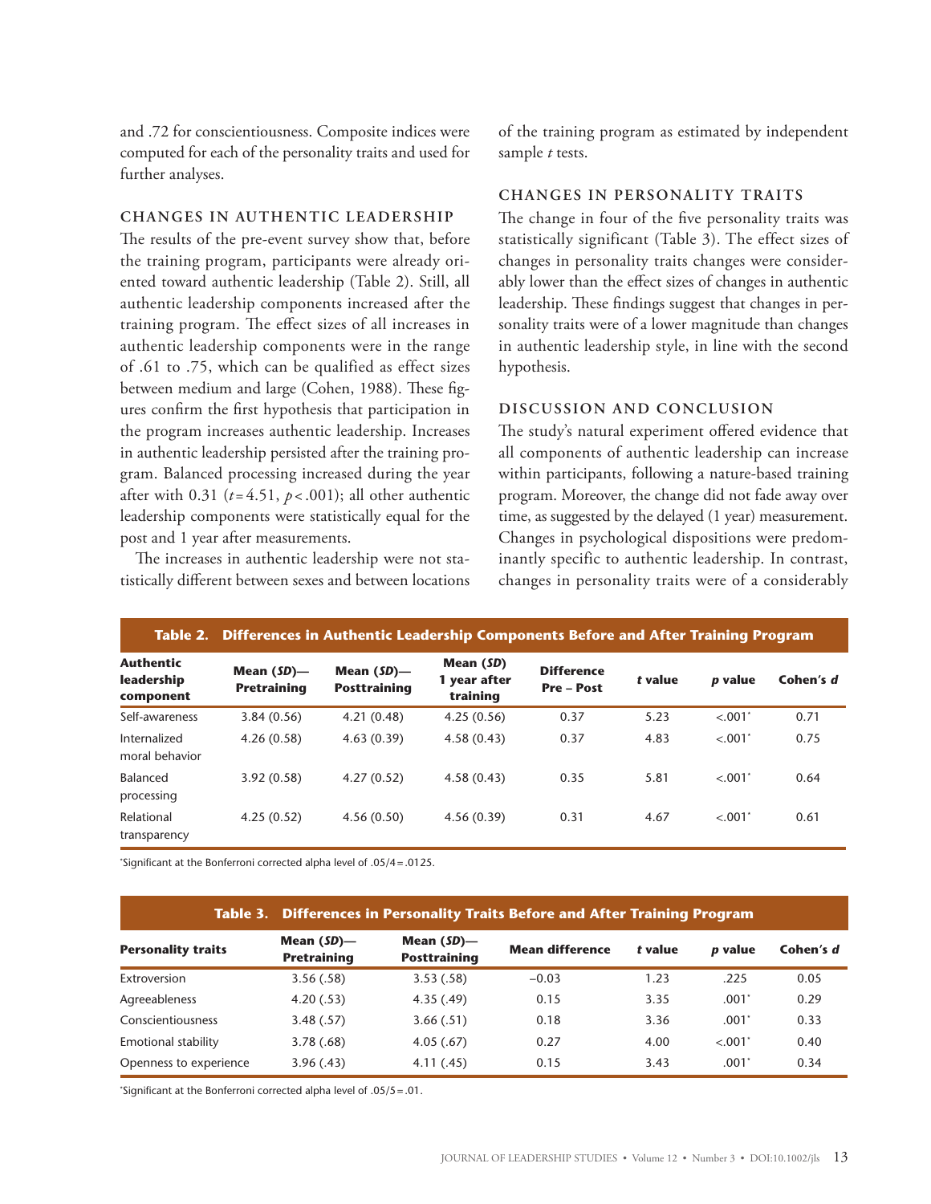and .72 for conscientiousness. Composite indices were computed for each of the personality traits and used for further analyses.

### CHANGES IN AUTHENTIC LEADERSHIP

The results of the pre-event survey show that, before the training program, participants were already oriented toward authentic leadership (Table 2). Still, all authentic leadership components increased after the training program. The effect sizes of all increases in authentic leadership components were in the range of .61 to .75, which can be qualified as effect sizes between medium and large (Cohen, 1988). These figures confirm the first hypothesis that participation in the program increases authentic leadership. Increases in authentic leadership persisted after the training program. Balanced processing increased during the year after with 0.31 ($t = 4.51$, $p < .001$); all other authentic leadership components were statistically equal for the post and 1 year after measurements.

The increases in authentic leadership were not statistically different between sexes and between locations of the training program as estimated by independent sample *t* tests.

### CHANGES IN PERSONALITY TRAITS

The change in four of the five personality traits was statistically significant (Table 3). The effect sizes of changes in personality traits changes were considerably lower than the effect sizes of changes in authentic leadership. These findings suggest that changes in personality traits were of a lower magnitude than changes in authentic leadership style, in line with the second hypothesis.

### DISCUSSION AND CONCLUSION

The study's natural experiment offered evidence that all components of authentic leadership can increase within participants, following a nature-based training program. Moreover, the change did not fade away over time, as suggested by the delayed (1 year) measurement. Changes in psychological dispositions were predominantly specific to authentic leadership. In contrast, changes in personality traits were of a considerably

**Table 2. Differences in Authentic Leadership Components Before and After Training Program**

| Authentic leadership component | Mean (*SD*)—Pretraining | Mean (*SD*)—Posttraining | Mean (*SD*) 1 year after training | Difference Pre – Post | *t* value | *p* value | Cohen's *d* |
|---|---|---|---|---|---|---|---|
| Self-awareness | 3.84 (0.56) | 4.21 (0.48) | 4.25 (0.56) | 0.37 | 5.23 | <.001* | 0.71 |
| Internalized moral behavior | 4.26 (0.58) | 4.63 (0.39) | 4.58 (0.43) | 0.37 | 4.83 | <.001* | 0.75 |
| Balanced processing | 3.92 (0.58) | 4.27 (0.52) | 4.58 (0.43) | 0.35 | 5.81 | <.001* | 0.64 |
| Relational transparency | 4.25 (0.52) | 4.56 (0.50) | 4.56 (0.39) | 0.31 | 4.67 | <.001* | 0.61 |

*Significant at the Bonferroni corrected alpha level of .05/4 = .0125.

**Table 3. Differences in Personality Traits Before and After Training Program**

| Personality traits | Mean (*SD*)—Pretraining | Mean (*SD*)—Posttraining | Mean difference | *t* value | *p* value | Cohen's *d* |
|---|---|---|---|---|---|---|
| Extroversion | 3.56 (.58) | 3.53 (.58) | −0.03 | 1.23 | .225 | 0.05 |
| Agreeableness | 4.20 (.53) | 4.35 (.49) | 0.15 | 3.35 | .001* | 0.29 |
| Conscientiousness | 3.48 (.57) | 3.66 (.51) | 0.18 | 3.36 | .001* | 0.33 |
| Emotional stability | 3.78 (.68) | 4.05 (.67) | 0.27 | 4.00 | <.001* | 0.40 |
| Openness to experience | 3.96 (.43) | 4.11 (.45) | 0.15 | 3.43 | .001* | 0.34 |

*Significant at the Bonferroni corrected alpha level of .05/5 = .01.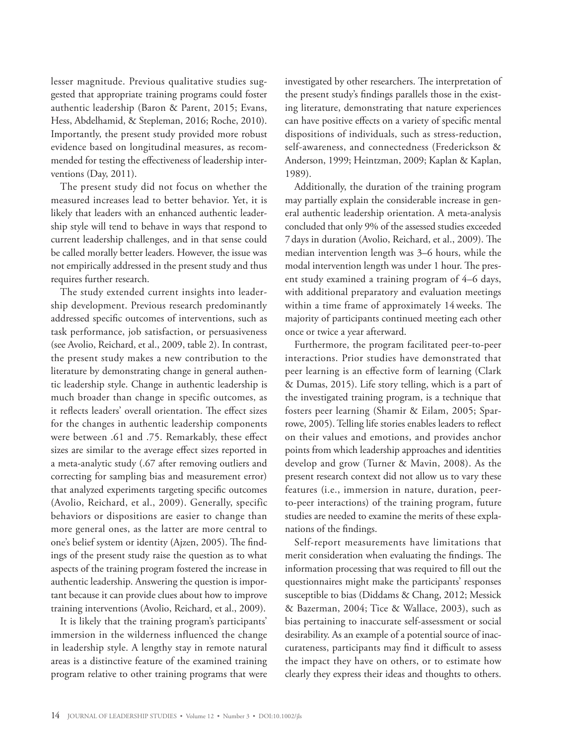lesser magnitude. Previous qualitative studies suggested that appropriate training programs could foster authentic leadership (Baron & Parent, 2015; Evans, Hess, Abdelhamid, & Stepleman, 2016; Roche, 2010). Importantly, the present study provided more robust evidence based on longitudinal measures, as recommended for testing the effectiveness of leadership interventions (Day, 2011).

The present study did not focus on whether the measured increases lead to better behavior. Yet, it is likely that leaders with an enhanced authentic leadership style will tend to behave in ways that respond to current leadership challenges, and in that sense could be called morally better leaders. However, the issue was not empirically addressed in the present study and thus requires further research.

The study extended current insights into leadership development. Previous research predominantly addressed specific outcomes of interventions, such as task performance, job satisfaction, or persuasiveness (see Avolio, Reichard, et al., 2009, table 2). In contrast, the present study makes a new contribution to the literature by demonstrating change in general authentic leadership style. Change in authentic leadership is much broader than change in specific outcomes, as it reflects leaders' overall orientation. The effect sizes for the changes in authentic leadership components were between .61 and .75. Remarkably, these effect sizes are similar to the average effect sizes reported in a meta-analytic study (.67 after removing outliers and correcting for sampling bias and measurement error) that analyzed experiments targeting specific outcomes (Avolio, Reichard, et al., 2009). Generally, specific behaviors or dispositions are easier to change than more general ones, as the latter are more central to one's belief system or identity (Ajzen, 2005). The findings of the present study raise the question as to what aspects of the training program fostered the increase in authentic leadership. Answering the question is important because it can provide clues about how to improve training interventions (Avolio, Reichard, et al., 2009).

It is likely that the training program's participants' immersion in the wilderness influenced the change in leadership style. A lengthy stay in remote natural areas is a distinctive feature of the examined training program relative to other training programs that were investigated by other researchers. The interpretation of the present study's findings parallels those in the existing literature, demonstrating that nature experiences can have positive effects on a variety of specific mental dispositions of individuals, such as stress-reduction, self-awareness, and connectedness (Frederickson & Anderson, 1999; Heintzman, 2009; Kaplan & Kaplan, 1989).

Additionally, the duration of the training program may partially explain the considerable increase in general authentic leadership orientation. A meta-analysis concluded that only 9% of the assessed studies exceeded 7 days in duration (Avolio, Reichard, et al., 2009). The median intervention length was 3–6 hours, while the modal intervention length was under 1 hour. The present study examined a training program of 4–6 days, with additional preparatory and evaluation meetings within a time frame of approximately 14 weeks. The majority of participants continued meeting each other once or twice a year afterward.

Furthermore, the program facilitated peer-to-peer interactions. Prior studies have demonstrated that peer learning is an effective form of learning (Clark & Dumas, 2015). Life story telling, which is a part of the investigated training program, is a technique that fosters peer learning (Shamir & Eilam, 2005; Sparrowe, 2005). Telling life stories enables leaders to reflect on their values and emotions, and provides anchor points from which leadership approaches and identities develop and grow (Turner & Mavin, 2008). As the present research context did not allow us to vary these features (i.e., immersion in nature, duration, peer-to-peer interactions) of the training program, future studies are needed to examine the merits of these explanations of the findings.

Self-report measurements have limitations that merit consideration when evaluating the findings. The information processing that was required to fill out the questionnaires might make the participants' responses susceptible to bias (Diddams & Chang, 2012; Messick & Bazerman, 2004; Tice & Wallace, 2003), such as bias pertaining to inaccurate self-assessment or social desirability. As an example of a potential source of inaccurateness, participants may find it difficult to assess the impact they have on others, or to estimate how clearly they express their ideas and thoughts to others.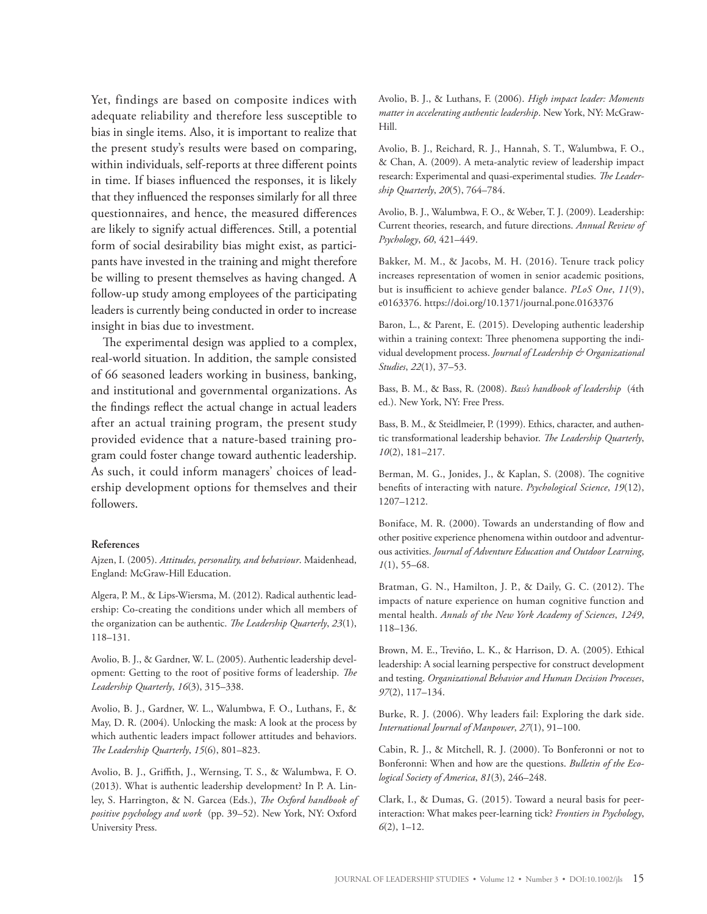Yet, findings are based on composite indices with adequate reliability and therefore less susceptible to bias in single items. Also, it is important to realize that the present study's results were based on comparing, within individuals, self-reports at three different points in time. If biases influenced the responses, it is likely that they influenced the responses similarly for all three questionnaires, and hence, the measured differences are likely to signify actual differences. Still, a potential form of social desirability bias might exist, as participants have invested in the training and might therefore be willing to present themselves as having changed. A follow-up study among employees of the participating leaders is currently being conducted in order to increase insight in bias due to investment.

The experimental design was applied to a complex, real-world situation. In addition, the sample consisted of 66 seasoned leaders working in business, banking, and institutional and governmental organizations. As the findings reflect the actual change in actual leaders after an actual training program, the present study provided evidence that a nature-based training program could foster change toward authentic leadership. As such, it could inform managers' choices of leadership development options for themselves and their followers.

#### References

Ajzen, I. (2005). *Attitudes, personality, and behaviour*. Maidenhead, England: McGraw-Hill Education.

Algera, P. M., & Lips-Wiersma, M. (2012). Radical authentic leadership: Co-creating the conditions under which all members of the organization can be authentic. *The Leadership Quarterly*, *23*(1), 118–131.

Avolio, B. J., & Gardner, W. L. (2005). Authentic leadership development: Getting to the root of positive forms of leadership. *The Leadership Quarterly*, *16*(3), 315–338.

Avolio, B. J., Gardner, W. L., Walumbwa, F. O., Luthans, F., & May, D. R. (2004). Unlocking the mask: A look at the process by which authentic leaders impact follower attitudes and behaviors. *The Leadership Quarterly*, *15*(6), 801–823.

Avolio, B. J., Griffith, J., Wernsing, T. S., & Walumbwa, F. O. (2013). What is authentic leadership development? In P. A. Linley, S. Harrington, & N. Garcea (Eds.), *The Oxford handbook of positive psychology and work* (pp. 39–52). New York, NY: Oxford University Press.

Avolio, B. J., & Luthans, F. (2006). *High impact leader: Moments matter in accelerating authentic leadership*. New York, NY: McGraw-Hill.

Avolio, B. J., Reichard, R. J., Hannah, S. T., Walumbwa, F. O., & Chan, A. (2009). A meta-analytic review of leadership impact research: Experimental and quasi-experimental studies. *The Leadership Quarterly*, *20*(5), 764–784.

Avolio, B. J., Walumbwa, F. O., & Weber, T. J. (2009). Leadership: Current theories, research, and future directions. *Annual Review of Psychology*, *60*, 421–449.

Bakker, M. M., & Jacobs, M. H. (2016). Tenure track policy increases representation of women in senior academic positions, but is insufficient to achieve gender balance. *PLoS One*, *11*(9), e0163376. https://doi.org/10.1371/journal.pone.0163376

Baron, L., & Parent, E. (2015). Developing authentic leadership within a training context: Three phenomena supporting the individual development process. *Journal of Leadership & Organizational Studies*, *22*(1), 37–53.

Bass, B. M., & Bass, R. (2008). *Bass's handbook of leadership* (4th ed.). New York, NY: Free Press.

Bass, B. M., & Steidlmeier, P. (1999). Ethics, character, and authentic transformational leadership behavior. *The Leadership Quarterly*, *10*(2), 181–217.

Berman, M. G., Jonides, J., & Kaplan, S. (2008). The cognitive benefits of interacting with nature. *Psychological Science*, *19*(12), 1207–1212.

Boniface, M. R. (2000). Towards an understanding of flow and other positive experience phenomena within outdoor and adventurous activities. *Journal of Adventure Education and Outdoor Learning*, *1*(1), 55–68.

Bratman, G. N., Hamilton, J. P., & Daily, G. C. (2012). The impacts of nature experience on human cognitive function and mental health. *Annals of the New York Academy of Sciences*, *1249*, 118–136.

Brown, M. E., Treviño, L. K., & Harrison, D. A. (2005). Ethical leadership: A social learning perspective for construct development and testing. *Organizational Behavior and Human Decision Processes*, *97*(2), 117–134.

Burke, R. J. (2006). Why leaders fail: Exploring the dark side. *International Journal of Manpower*, *27*(1), 91–100.

Cabin, R. J., & Mitchell, R. J. (2000). To Bonferonni or not to Bonferonni: When and how are the questions. *Bulletin of the Ecological Society of America*, *81*(3), 246–248.

Clark, I., & Dumas, G. (2015). Toward a neural basis for peer-interaction: What makes peer-learning tick? *Frontiers in Psychology*, *6*(2), 1–12.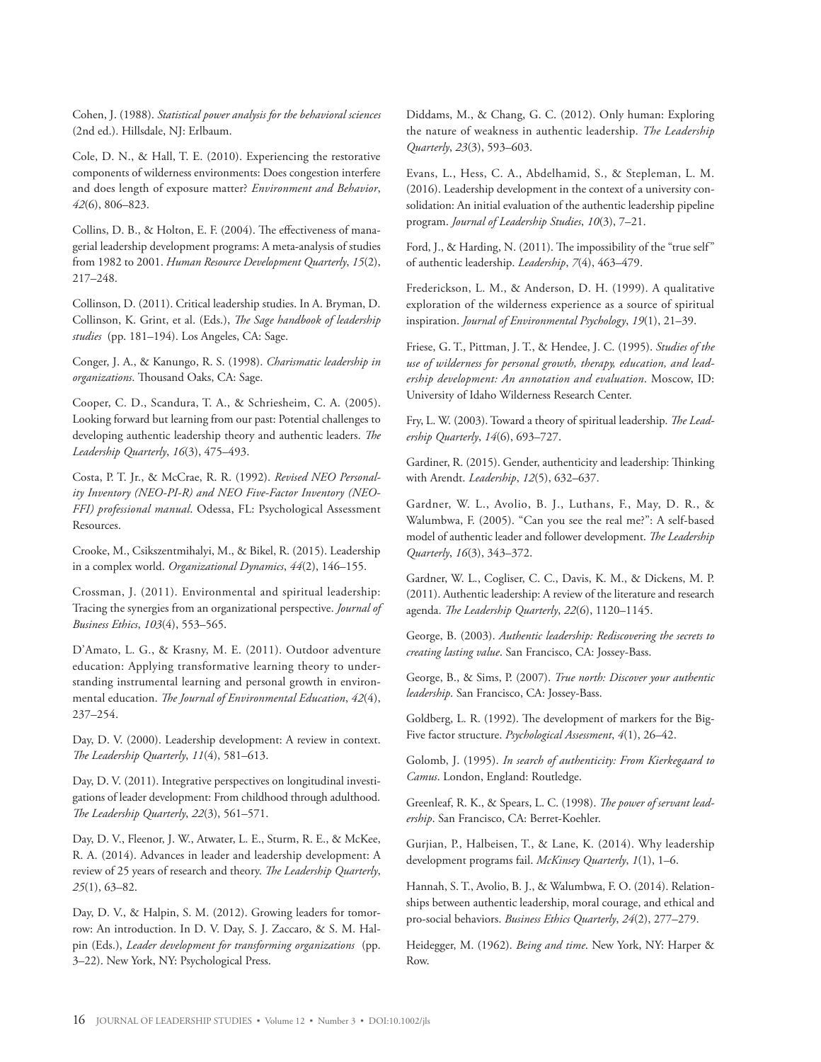Cohen, J. (1988). *Statistical power analysis for the behavioral sciences* (2nd ed.). Hillsdale, NJ: Erlbaum.

Cole, D. N., & Hall, T. E. (2010). Experiencing the restorative components of wilderness environments: Does congestion interfere and does length of exposure matter? *Environment and Behavior*, *42*(6), 806–823.

Collins, D. B., & Holton, E. F. (2004). The effectiveness of managerial leadership development programs: A meta-analysis of studies from 1982 to 2001. *Human Resource Development Quarterly*, *15*(2), 217–248.

Collinson, D. (2011). Critical leadership studies. In A. Bryman, D. Collinson, K. Grint, et al. (Eds.), *The Sage handbook of leadership studies* (pp. 181–194). Los Angeles, CA: Sage.

Conger, J. A., & Kanungo, R. S. (1998). *Charismatic leadership in organizations*. Thousand Oaks, CA: Sage.

Cooper, C. D., Scandura, T. A., & Schriesheim, C. A. (2005). Looking forward but learning from our past: Potential challenges to developing authentic leadership theory and authentic leaders. *The Leadership Quarterly*, *16*(3), 475–493.

Costa, P. T. Jr., & McCrae, R. R. (1992). *Revised NEO Personality Inventory (NEO-PI-R) and NEO Five-Factor Inventory (NEO-FFI) professional manual*. Odessa, FL: Psychological Assessment Resources.

Crooke, M., Csikszentmihalyi, M., & Bikel, R. (2015). Leadership in a complex world. *Organizational Dynamics*, *44*(2), 146–155.

Crossman, J. (2011). Environmental and spiritual leadership: Tracing the synergies from an organizational perspective. *Journal of Business Ethics*, *103*(4), 553–565.

D'Amato, L. G., & Krasny, M. E. (2011). Outdoor adventure education: Applying transformative learning theory to understanding instrumental learning and personal growth in environmental education. *The Journal of Environmental Education*, *42*(4), 237–254.

Day, D. V. (2000). Leadership development: A review in context. *The Leadership Quarterly*, *11*(4), 581–613.

Day, D. V. (2011). Integrative perspectives on longitudinal investigations of leader development: From childhood through adulthood. *The Leadership Quarterly*, *22*(3), 561–571.

Day, D. V., Fleenor, J. W., Atwater, L. E., Sturm, R. E., & McKee, R. A. (2014). Advances in leader and leadership development: A review of 25 years of research and theory. *The Leadership Quarterly*, *25*(1), 63–82.

Day, D. V., & Halpin, S. M. (2012). Growing leaders for tomorrow: An introduction. In D. V. Day, S. J. Zaccaro, & S. M. Halpin (Eds.), *Leader development for transforming organizations* (pp. 3–22). New York, NY: Psychological Press.

Diddams, M., & Chang, G. C. (2012). Only human: Exploring the nature of weakness in authentic leadership. *The Leadership Quarterly*, *23*(3), 593–603.

Evans, L., Hess, C. A., Abdelhamid, S., & Stepleman, L. M. (2016). Leadership development in the context of a university consolidation: An initial evaluation of the authentic leadership pipeline program. *Journal of Leadership Studies*, *10*(3), 7–21.

Ford, J., & Harding, N. (2011). The impossibility of the "true self" of authentic leadership. *Leadership*, *7*(4), 463–479.

Frederickson, L. M., & Anderson, D. H. (1999). A qualitative exploration of the wilderness experience as a source of spiritual inspiration. *Journal of Environmental Psychology*, *19*(1), 21–39.

Friese, G. T., Pittman, J. T., & Hendee, J. C. (1995). *Studies of the use of wilderness for personal growth, therapy, education, and leadership development: An annotation and evaluation*. Moscow, ID: University of Idaho Wilderness Research Center.

Fry, L. W. (2003). Toward a theory of spiritual leadership. *The Leadership Quarterly*, *14*(6), 693–727.

Gardiner, R. (2015). Gender, authenticity and leadership: Thinking with Arendt. *Leadership*, *12*(5), 632–637.

Gardner, W. L., Avolio, B. J., Luthans, F., May, D. R., & Walumbwa, F. (2005). "Can you see the real me?": A self-based model of authentic leader and follower development. *The Leadership Quarterly*, *16*(3), 343–372.

Gardner, W. L., Cogliser, C. C., Davis, K. M., & Dickens, M. P. (2011). Authentic leadership: A review of the literature and research agenda. *The Leadership Quarterly*, *22*(6), 1120–1145.

George, B. (2003). *Authentic leadership: Rediscovering the secrets to creating lasting value*. San Francisco, CA: Jossey-Bass.

George, B., & Sims, P. (2007). *True north: Discover your authentic leadership*. San Francisco, CA: Jossey-Bass.

Goldberg, L. R. (1992). The development of markers for the Big-Five factor structure. *Psychological Assessment*, *4*(1), 26–42.

Golomb, J. (1995). *In search of authenticity: From Kierkegaard to Camus*. London, England: Routledge.

Greenleaf, R. K., & Spears, L. C. (1998). *The power of servant leadership*. San Francisco, CA: Berret-Koehler.

Gurjian, P., Halbeisen, T., & Lane, K. (2014). Why leadership development programs fail. *McKinsey Quarterly*, *1*(1), 1–6.

Hannah, S. T., Avolio, B. J., & Walumbwa, F. O. (2014). Relationships between authentic leadership, moral courage, and ethical and pro-social behaviors. *Business Ethics Quarterly*, *24*(2), 277–279.

Heidegger, M. (1962). *Being and time*. New York, NY: Harper & Row.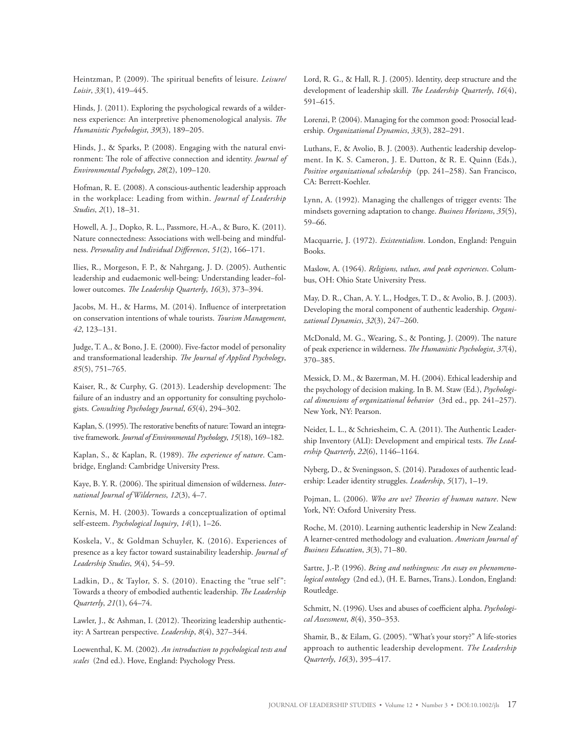Heintzman, P. (2009). The spiritual benefits of leisure. *Leisure/Loisir*, *33*(1), 419–445.

Hinds, J. (2011). Exploring the psychological rewards of a wilderness experience: An interpretive phenomenological analysis. *The Humanistic Psychologist*, *39*(3), 189–205.

Hinds, J., & Sparks, P. (2008). Engaging with the natural environment: The role of affective connection and identity. *Journal of Environmental Psychology*, *28*(2), 109–120.

Hofman, R. E. (2008). A conscious-authentic leadership approach in the workplace: Leading from within. *Journal of Leadership Studies*, *2*(1), 18–31.

Howell, A. J., Dopko, R. L., Passmore, H.-A., & Buro, K. (2011). Nature connectedness: Associations with well-being and mindfulness. *Personality and Individual Differences*, *51*(2), 166–171.

Ilies, R., Morgeson, F. P., & Nahrgang, J. D. (2005). Authentic leadership and eudaemonic well-being: Understanding leader–follower outcomes. *The Leadership Quarterly*, *16*(3), 373–394.

Jacobs, M. H., & Harms, M. (2014). Influence of interpretation on conservation intentions of whale tourists. *Tourism Management*, *42*, 123–131.

Judge, T. A., & Bono, J. E. (2000). Five-factor model of personality and transformational leadership. *The Journal of Applied Psychology*, *85*(5), 751–765.

Kaiser, R., & Curphy, G. (2013). Leadership development: The failure of an industry and an opportunity for consulting psychologists. *Consulting Psychology Journal*, *65*(4), 294–302.

Kaplan, S. (1995). The restorative benefits of nature: Toward an integrative framework. *Journal of Environmental Psychology*, *15*(18), 169–182.

Kaplan, S., & Kaplan, R. (1989). *The experience of nature*. Cambridge, England: Cambridge University Press.

Kaye, B. Y. R. (2006). The spiritual dimension of wilderness. *International Journal of Wilderness*, *12*(3), 4–7.

Kernis, M. H. (2003). Towards a conceptualization of optimal self-esteem. *Psychological Inquiry*, *14*(1), 1–26.

Koskela, V., & Goldman Schuyler, K. (2016). Experiences of presence as a key factor toward sustainability leadership. *Journal of Leadership Studies*, *9*(4), 54–59.

Ladkin, D., & Taylor, S. S. (2010). Enacting the "true self": Towards a theory of embodied authentic leadership. *The Leadership Quarterly*, *21*(1), 64–74.

Lawler, J., & Ashman, I. (2012). Theorizing leadership authenticity: A Sartrean perspective. *Leadership*, *8*(4), 327–344.

Loewenthal, K. M. (2002). *An introduction to psychological tests and scales* (2nd ed.). Hove, England: Psychology Press.

Lord, R. G., & Hall, R. J. (2005). Identity, deep structure and the development of leadership skill. *The Leadership Quarterly*, *16*(4), 591–615.

Lorenzi, P. (2004). Managing for the common good: Prosocial leadership. *Organizational Dynamics*, *33*(3), 282–291.

Luthans, F., & Avolio, B. J. (2003). Authentic leadership development. In K. S. Cameron, J. E. Dutton, & R. E. Quinn (Eds.), *Positive organizational scholarship* (pp. 241–258). San Francisco, CA: Berrett-Koehler.

Lynn, A. (1992). Managing the challenges of trigger events: The mindsets governing adaptation to change. *Business Horizons*, *35*(5), 59–66.

Macquarrie, J. (1972). *Existentialism*. London, England: Penguin Books.

Maslow, A. (1964). *Religions, values, and peak experiences*. Columbus, OH: Ohio State University Press.

May, D. R., Chan, A. Y. L., Hodges, T. D., & Avolio, B. J. (2003). Developing the moral component of authentic leadership. *Organizational Dynamics*, *32*(3), 247–260.

McDonald, M. G., Wearing, S., & Ponting, J. (2009). The nature of peak experience in wilderness. *The Humanistic Psychologist*, *37*(4), 370–385.

Messick, D. M., & Bazerman, M. H. (2004). Ethical leadership and the psychology of decision making. In B. M. Staw (Ed.), *Psychological dimensions of organizational behavior* (3rd ed., pp. 241–257). New York, NY: Pearson.

Neider, L. L., & Schriesheim, C. A. (2011). The Authentic Leadership Inventory (ALI): Development and empirical tests. *The Leadership Quarterly*, *22*(6), 1146–1164.

Nyberg, D., & Sveningsson, S. (2014). Paradoxes of authentic leadership: Leader identity struggles. *Leadership*, *5*(17), 1–19.

Pojman, L. (2006). *Who are we? Theories of human nature*. New York, NY: Oxford University Press.

Roche, M. (2010). Learning authentic leadership in New Zealand: A learner-centred methodology and evaluation. *American Journal of Business Education*, *3*(3), 71–80.

Sartre, J.-P. (1996). *Being and nothingness: An essay on phenomenological ontology* (2nd ed.), (H. E. Barnes, Trans.). London, England: Routledge.

Schmitt, N. (1996). Uses and abuses of coefficient alpha. *Psychological Assessment*, *8*(4), 350–353.

Shamir, B., & Eilam, G. (2005). "What's your story?" A life-stories approach to authentic leadership development. *The Leadership Quarterly*, *16*(3), 395–417.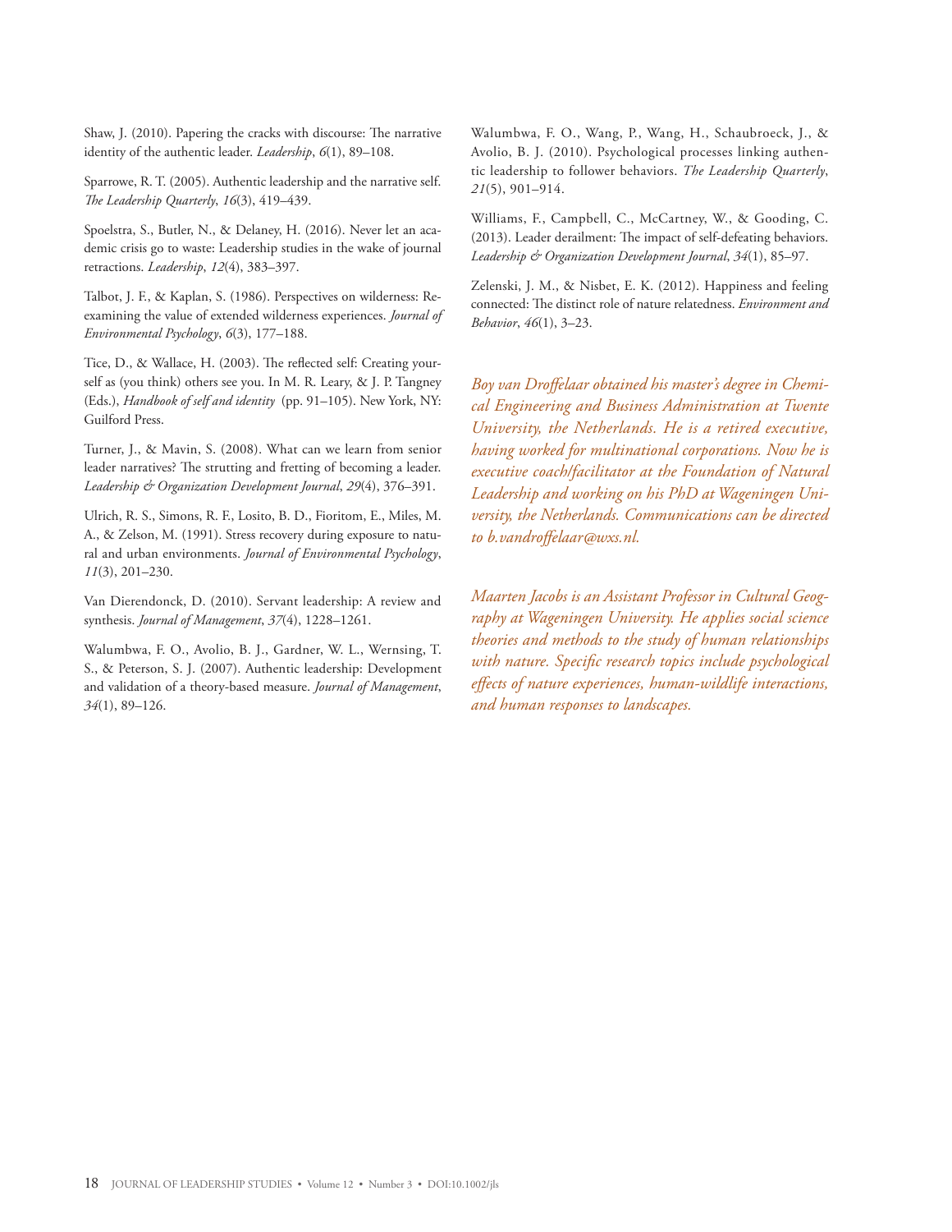Shaw, J. (2010). Papering the cracks with discourse: The narrative identity of the authentic leader. *Leadership*, *6*(1), 89–108.

Sparrowe, R. T. (2005). Authentic leadership and the narrative self. *The Leadership Quarterly*, *16*(3), 419–439.

Spoelstra, S., Butler, N., & Delaney, H. (2016). Never let an academic crisis go to waste: Leadership studies in the wake of journal retractions. *Leadership*, *12*(4), 383–397.

Talbot, J. F., & Kaplan, S. (1986). Perspectives on wilderness: Reexamining the value of extended wilderness experiences. *Journal of Environmental Psychology*, *6*(3), 177–188.

Tice, D., & Wallace, H. (2003). The reflected self: Creating yourself as (you think) others see you. In M. R. Leary, & J. P. Tangney (Eds.), *Handbook of self and identity* (pp. 91–105). New York, NY: Guilford Press.

Turner, J., & Mavin, S. (2008). What can we learn from senior leader narratives? The strutting and fretting of becoming a leader. *Leadership & Organization Development Journal*, *29*(4), 376–391.

Ulrich, R. S., Simons, R. F., Losito, B. D., Fioritom, E., Miles, M. A., & Zelson, M. (1991). Stress recovery during exposure to natural and urban environments. *Journal of Environmental Psychology*, *11*(3), 201–230.

Van Dierendonck, D. (2010). Servant leadership: A review and synthesis. *Journal of Management*, *37*(4), 1228–1261.

Walumbwa, F. O., Avolio, B. J., Gardner, W. L., Wernsing, T. S., & Peterson, S. J. (2007). Authentic leadership: Development and validation of a theory-based measure. *Journal of Management*, *34*(1), 89–126.

Walumbwa, F. O., Wang, P., Wang, H., Schaubroeck, J., & Avolio, B. J. (2010). Psychological processes linking authentic leadership to follower behaviors. *The Leadership Quarterly*, *21*(5), 901–914.

Williams, F., Campbell, C., McCartney, W., & Gooding, C. (2013). Leader derailment: The impact of self-defeating behaviors. *Leadership & Organization Development Journal*, *34*(1), 85–97.

Zelenski, J. M., & Nisbet, E. K. (2012). Happiness and feeling connected: The distinct role of nature relatedness. *Environment and Behavior*, *46*(1), 3–23.

*Boy van Droffelaar obtained his master's degree in Chemical Engineering and Business Administration at Twente University, the Netherlands. He is a retired executive, having worked for multinational corporations. Now he is executive coach/facilitator at the Foundation of Natural Leadership and working on his PhD at Wageningen University, the Netherlands. Communications can be directed to b.vandroffelaar@wxs.nl.*

*Maarten Jacobs is an Assistant Professor in Cultural Geography at Wageningen University. He applies social science theories and methods to the study of human relationships with nature. Specific research topics include psychological effects of nature experiences, human-wildlife interactions, and human responses to landscapes.*